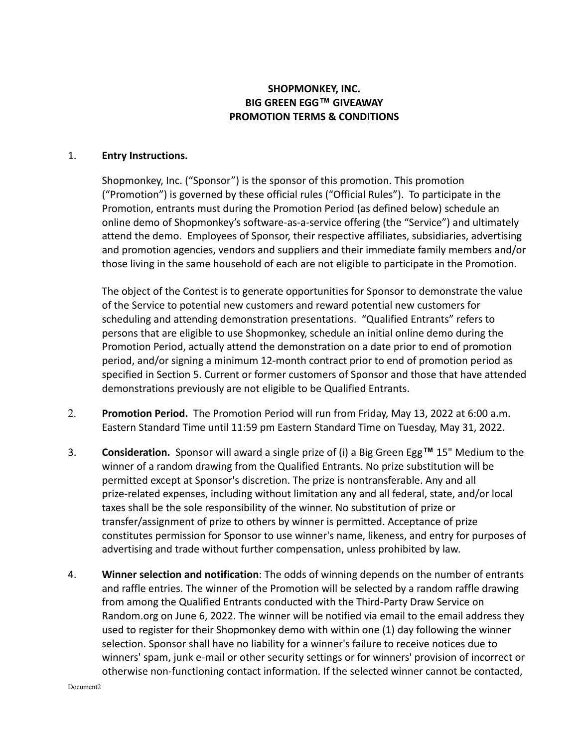**SHOPMONKEY, INC.**
**BIG GREEN EGG™ GIVEAWAY**
**PROMOTION TERMS & CONDITIONS**

1. **Entry Instructions.**

   Shopmonkey, Inc. ("Sponsor") is the sponsor of this promotion. This promotion ("Promotion") is governed by these official rules ("Official Rules"). To participate in the Promotion, entrants must during the Promotion Period (as defined below) schedule an online demo of Shopmonkey's software-as-a-service offering (the "Service") and ultimately attend the demo. Employees of Sponsor, their respective affiliates, subsidiaries, advertising and promotion agencies, vendors and suppliers and their immediate family members and/or those living in the same household of each are not eligible to participate in the Promotion.

   The object of the Contest is to generate opportunities for Sponsor to demonstrate the value of the Service to potential new customers and reward potential new customers for scheduling and attending demonstration presentations. "Qualified Entrants" refers to persons that are eligible to use Shopmonkey, schedule an initial online demo during the Promotion Period, actually attend the demonstration on a date prior to end of promotion period, and/or signing a minimum 12-month contract prior to end of promotion period as specified in Section 5. Current or former customers of Sponsor and those that have attended demonstrations previously are not eligible to be Qualified Entrants.

2. **Promotion Period.** The Promotion Period will run from Friday, May 13, 2022 at 6:00 a.m. Eastern Standard Time until 11:59 pm Eastern Standard Time on Tuesday, May 31, 2022.

3. **Consideration.** Sponsor will award a single prize of (i) a Big Green Egg™ 15" Medium to the winner of a random drawing from the Qualified Entrants. No prize substitution will be permitted except at Sponsor's discretion. The prize is nontransferable. Any and all prize-related expenses, including without limitation any and all federal, state, and/or local taxes shall be the sole responsibility of the winner. No substitution of prize or transfer/assignment of prize to others by winner is permitted. Acceptance of prize constitutes permission for Sponsor to use winner's name, likeness, and entry for purposes of advertising and trade without further compensation, unless prohibited by law.

4. **Winner selection and notification**: The odds of winning depends on the number of entrants and raffle entries. The winner of the Promotion will be selected by a random raffle drawing from among the Qualified Entrants conducted with the Third-Party Draw Service on Random.org on June 6, 2022. The winner will be notified via email to the email address they used to register for their Shopmonkey demo with within one (1) day following the winner selection. Sponsor shall have no liability for a winner's failure to receive notices due to winners' spam, junk e-mail or other security settings or for winners' provision of incorrect or otherwise non-functioning contact information. If the selected winner cannot be contacted,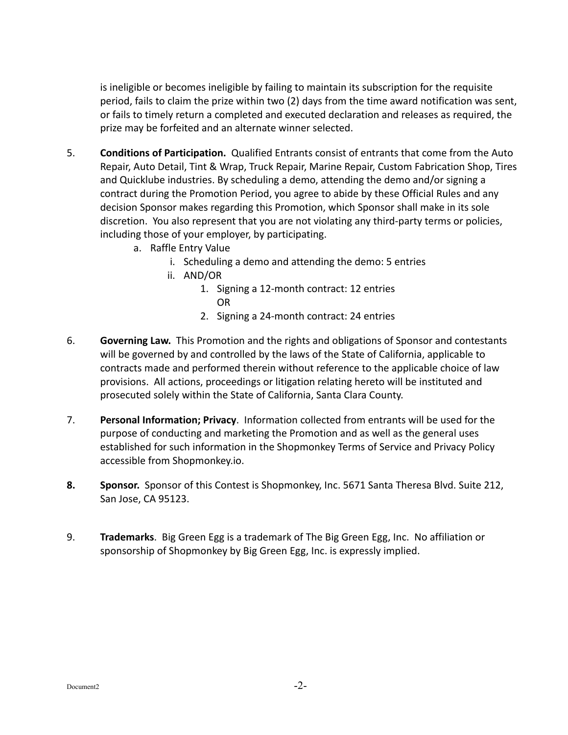is ineligible or becomes ineligible by failing to maintain its subscription for the requisite period, fails to claim the prize within two (2) days from the time award notification was sent, or fails to timely return a completed and executed declaration and releases as required, the prize may be forfeited and an alternate winner selected.

5. **Conditions of Participation.** Qualified Entrants consist of entrants that come from the Auto Repair, Auto Detail, Tint & Wrap, Truck Repair, Marine Repair, Custom Fabrication Shop, Tires and Quicklube industries. By scheduling a demo, attending the demo and/or signing a contract during the Promotion Period, you agree to abide by these Official Rules and any decision Sponsor makes regarding this Promotion, which Sponsor shall make in its sole discretion. You also represent that you are not violating any third-party terms or policies, including those of your employer, by participating.
   a. Raffle Entry Value
      i. Scheduling a demo and attending the demo: 5 entries
      ii. AND/OR
         1. Signing a 12-month contract: 12 entries
            OR
         2. Signing a 24-month contract: 24 entries

6. **Governing Law.** This Promotion and the rights and obligations of Sponsor and contestants will be governed by and controlled by the laws of the State of California, applicable to contracts made and performed therein without reference to the applicable choice of law provisions. All actions, proceedings or litigation relating hereto will be instituted and prosecuted solely within the State of California, Santa Clara County.

7. **Personal Information; Privacy**. Information collected from entrants will be used for the purpose of conducting and marketing the Promotion and as well as the general uses established for such information in the Shopmonkey Terms of Service and Privacy Policy accessible from Shopmonkey.io.

**8.** **Sponsor.** Sponsor of this Contest is Shopmonkey, Inc. 5671 Santa Theresa Blvd. Suite 212, San Jose, CA 95123.

9. **Trademarks**. Big Green Egg is a trademark of The Big Green Egg, Inc. No affiliation or sponsorship of Shopmonkey by Big Green Egg, Inc. is expressly implied.

Document2